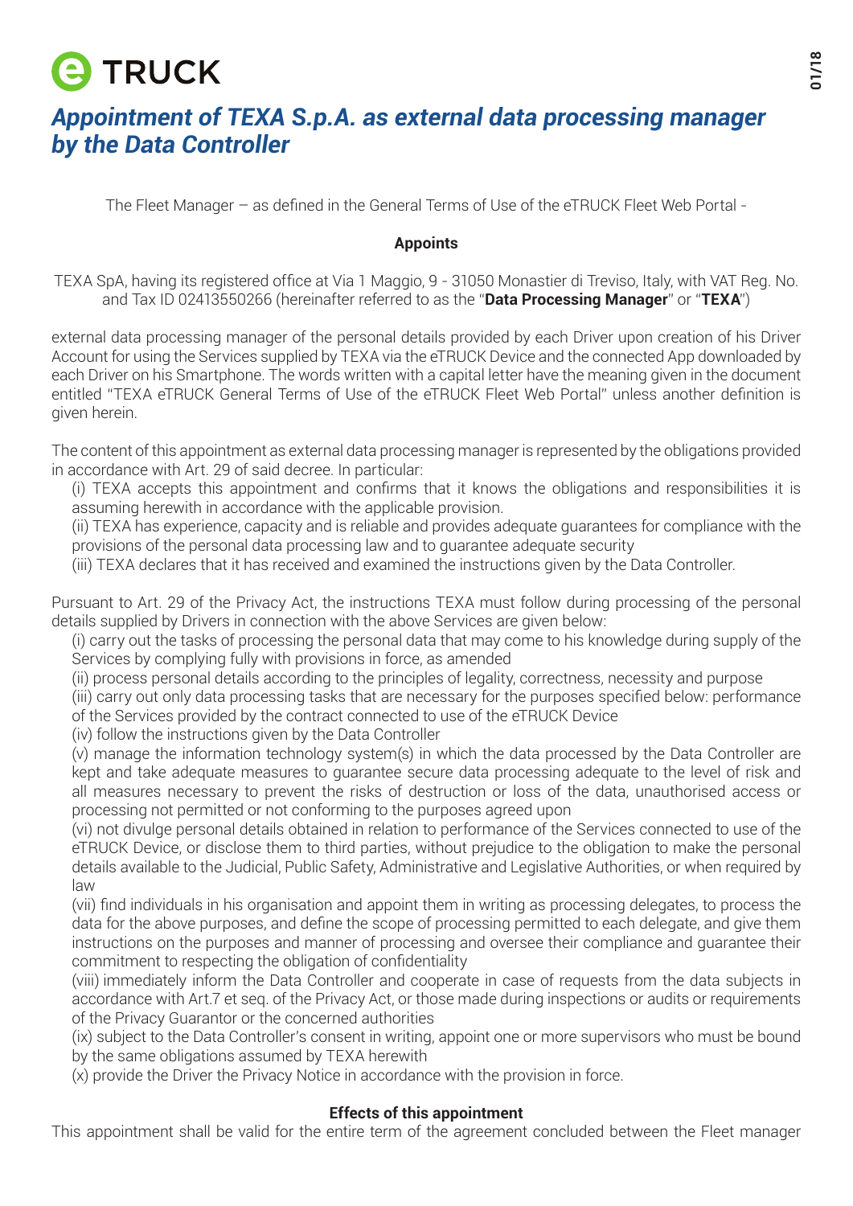# eTRUCK

## *Appointment of TEXA S.p.A. as external data processing manager by the Data Controller*

The Fleet Manager – as defined in the General Terms of Use of the eTRUCK Fleet Web Portal -

**Appoints**

TEXA SpA, having its registered office at Via 1 Maggio, 9 - 31050 Monastier di Treviso, Italy, with VAT Reg. No. and Tax ID 02413550266 (hereinafter referred to as the "**Data Processing Manager**" or "**TEXA**")

external data processing manager of the personal details provided by each Driver upon creation of his Driver Account for using the Services supplied by TEXA via the eTRUCK Device and the connected App downloaded by each Driver on his Smartphone. The words written with a capital letter have the meaning given in the document entitled "TEXA eTRUCK General Terms of Use of the eTRUCK Fleet Web Portal" unless another definition is given herein.

The content of this appointment as external data processing manager is represented by the obligations provided in accordance with Art. 29 of said decree. In particular:

(i) TEXA accepts this appointment and confirms that it knows the obligations and responsibilities it is assuming herewith in accordance with the applicable provision.
(ii) TEXA has experience, capacity and is reliable and provides adequate guarantees for compliance with the provisions of the personal data processing law and to guarantee adequate security
(iii) TEXA declares that it has received and examined the instructions given by the Data Controller.

Pursuant to Art. 29 of the Privacy Act, the instructions TEXA must follow during processing of the personal details supplied by Drivers in connection with the above Services are given below:

(i) carry out the tasks of processing the personal data that may come to his knowledge during supply of the Services by complying fully with provisions in force, as amended
(ii) process personal details according to the principles of legality, correctness, necessity and purpose
(iii) carry out only data processing tasks that are necessary for the purposes specified below: performance of the Services provided by the contract connected to use of the eTRUCK Device
(iv) follow the instructions given by the Data Controller
(v) manage the information technology system(s) in which the data processed by the Data Controller are kept and take adequate measures to guarantee secure data processing adequate to the level of risk and all measures necessary to prevent the risks of destruction or loss of the data, unauthorised access or processing not permitted or not conforming to the purposes agreed upon
(vi) not divulge personal details obtained in relation to performance of the Services connected to use of the eTRUCK Device, or disclose them to third parties, without prejudice to the obligation to make the personal details available to the Judicial, Public Safety, Administrative and Legislative Authorities, or when required by law
(vii) find individuals in his organisation and appoint them in writing as processing delegates, to process the data for the above purposes, and define the scope of processing permitted to each delegate, and give them instructions on the purposes and manner of processing and oversee their compliance and guarantee their commitment to respecting the obligation of confidentiality
(viii) immediately inform the Data Controller and cooperate in case of requests from the data subjects in accordance with Art.7 et seq. of the Privacy Act, or those made during inspections or audits or requirements of the Privacy Guarantor or the concerned authorities
(ix) subject to the Data Controller's consent in writing, appoint one or more supervisors who must be bound by the same obligations assumed by TEXA herewith
(x) provide the Driver the Privacy Notice in accordance with the provision in force.

**Effects of this appointment**

This appointment shall be valid for the entire term of the agreement concluded between the Fleet manager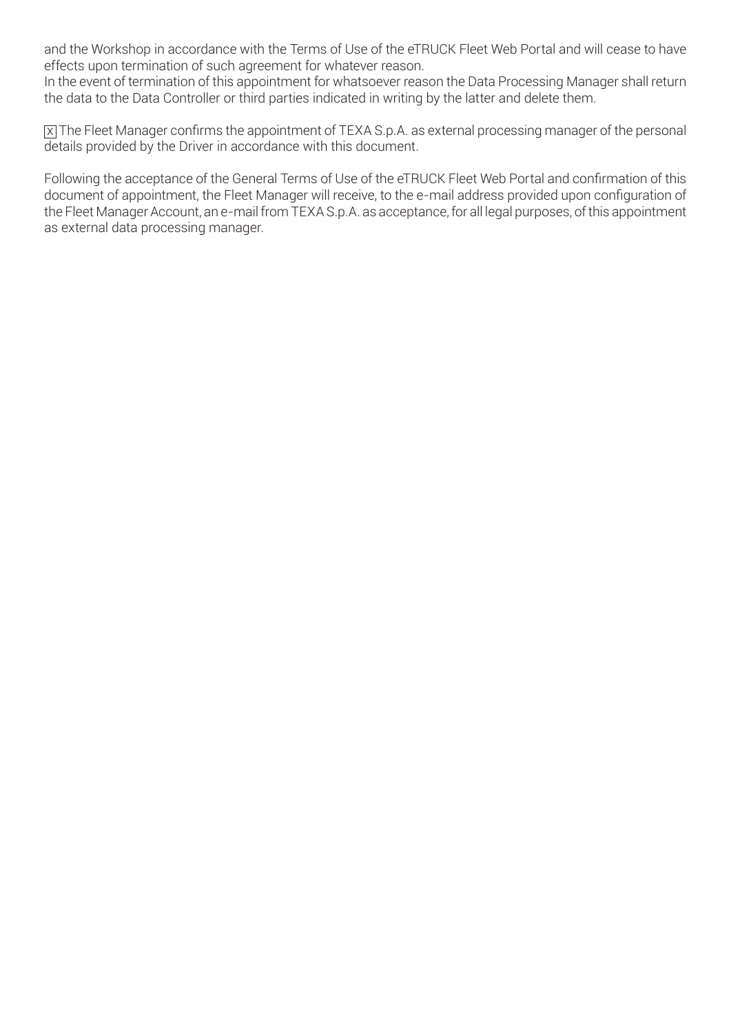and the Workshop in accordance with the Terms of Use of the eTRUCK Fleet Web Portal and will cease to have effects upon termination of such agreement for whatever reason.
In the event of termination of this appointment for whatsoever reason the Data Processing Manager shall return the data to the Data Controller or third parties indicated in writing by the latter and delete them.

[X] The Fleet Manager confirms the appointment of TEXA S.p.A. as external processing manager of the personal details provided by the Driver in accordance with this document.

Following the acceptance of the General Terms of Use of the eTRUCK Fleet Web Portal and confirmation of this document of appointment, the Fleet Manager will receive, to the e-mail address provided upon configuration of the Fleet Manager Account, an e-mail from TEXA S.p.A. as acceptance, for all legal purposes, of this appointment as external data processing manager.